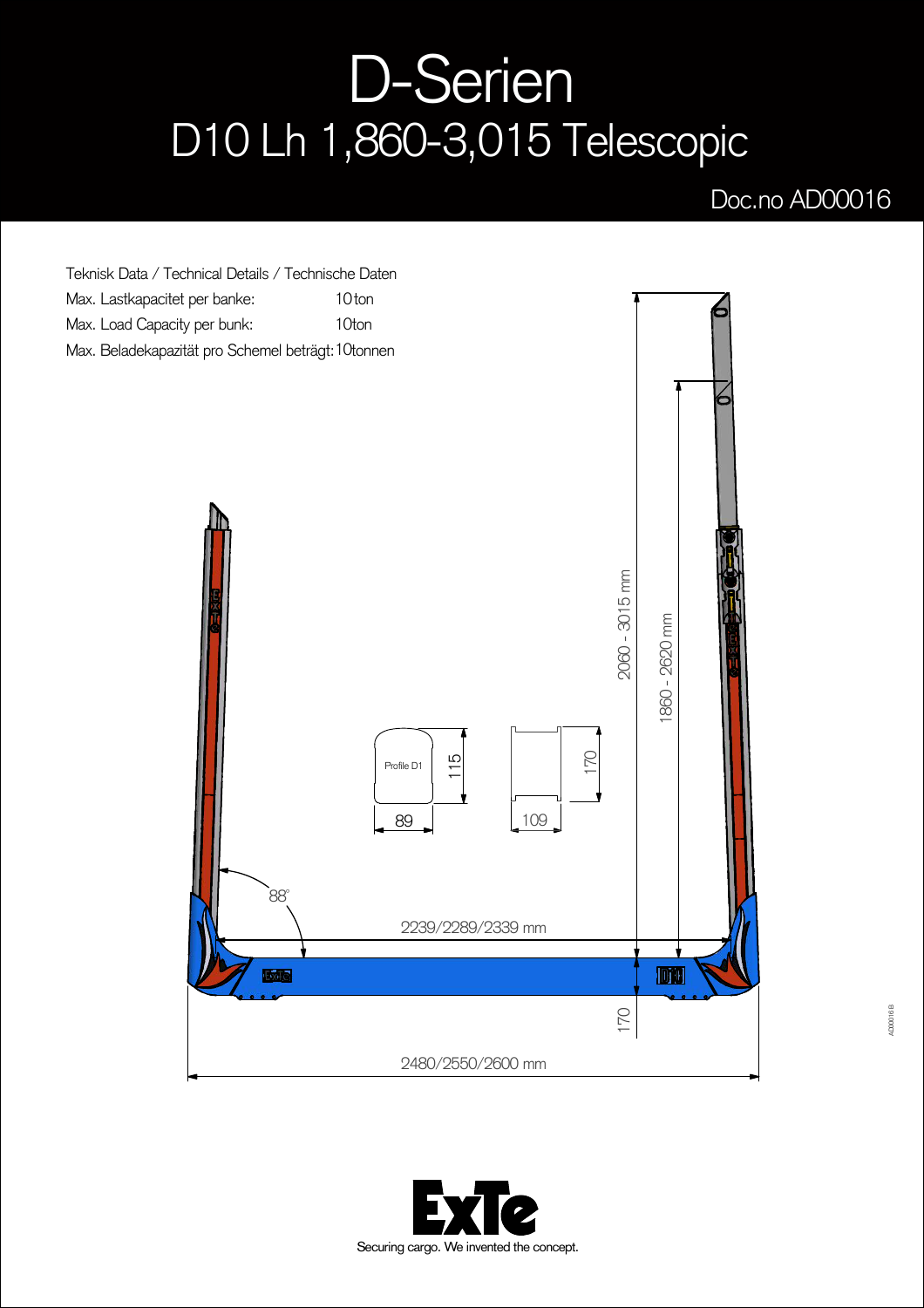# D-Serien

## D10 Lh 1,860-3,015 Telescopic

Doc.no AD00016

Teknisk Data / Technical Details / Technische Daten

| | |
|---|---|
| Max. Lastkapacitet per banke: | 10 ton |
| Max. Load Capacity per bunk: | 10ton |
| Max. Beladekapazität pro Schemel beträgt: | 10tonnen |

2060 - 3015 mm

1860 - 2620 mm

Profile D1

115

89

170

109

88°

2239/2289/2339 mm

170

2480/2550/2600 mm

AD00016 B

Securing cargo. We invented the concept.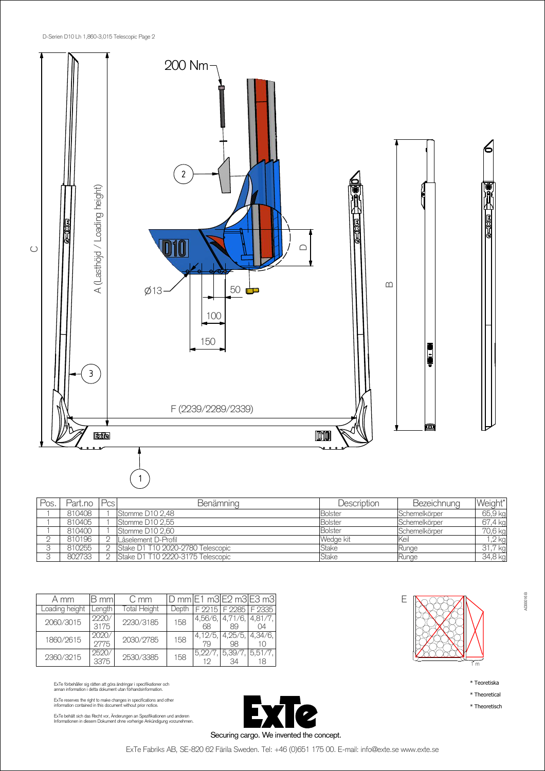200 Nm

A (Lasthöjd / Loading height)

C

D

B

Ø13

50

100

150

F (2239/2289/2339)

| Pos. | Part.no | Pcs | Benämning | Description | Bezeichnung | Weight* |
|---|---|---|---|---|---|---|
| 1 | 810408 | 1 | Stomme D10 2,48 | Bolster | Schemelkörper | 65,9 kg |
| 1 | 810405 | 1 | Stomme D10 2,55 | Bolster | Schemelkörper | 67,4 kg |
| 1 | 810400 | 1 | Stomme D10 2,60 | Bolster | Schemelkörper | 70,6 kg |
| 2 | 810196 | 2 | Låselement D-Profil | Wedge kit | Keil | 1,2 kg |
| 3 | 810255 | 2 | Stake D1 T10 2020-2780 Telescopic | Stake | Runge | 31,7 kg |
| 3 | 802733 | 2 | Stake D1 T10 2220-3175 Telescopic | Stake | Runge | 34,8 kg |

| A mm | B mm | C mm | D mm | E1 m3 | E2 m3 | E3 m3 |
|---|---|---|---|---|---|---|
| Loading height | Length | Total Height | Depth | F 2215 | F 2285 | F 2335 |
| 2060/3015 | 2220/3175 | 2230/3185 | 158 | 4,56/6,68 | 4,71/6,89 | 4,81/7,04 |
| 1860/2615 | 2020/2775 | 2030/2785 | 158 | 4,12/5,79 | 4,25/5,98 | 4,34/6,10 |
| 2360/3215 | 2520/3375 | 2530/3385 | 158 | 5,22/7,12 | 5,39/7,34 | 5,51/7,18 |

E

1 m

ExTe förbehåller sig rätten att göra ändringar i specifikationer och annan information i detta dokument utan förhandsinformation.

ExTe reserves the right to make changes in specifications and other information contained in this document without prior notice.

ExTe behält sich das Recht vor, Änderungen an Spezifikationen und anderen Informationen in diesem Dokument ohne vorherige Ankündigung vorzunehmen.

\* Teoretiska

\* Theoretical

\* Theoretisch

Securing cargo. We invented the concept.

ExTe Fabriks AB, SE-820 62 Färila Sweden. Tel: +46 (0)651 175 00. E-mail: info@exte.se www.exte.se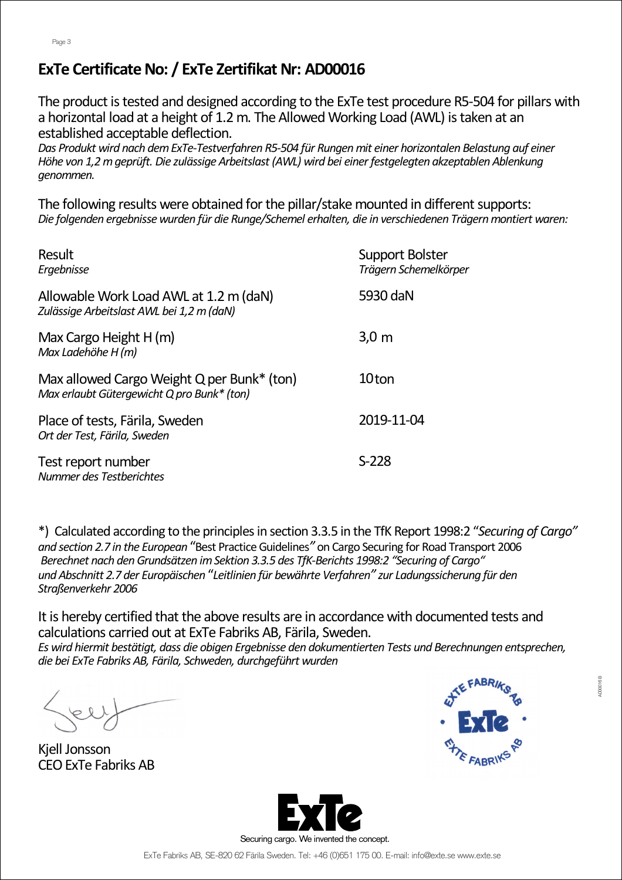# ExTe Certificate No: / ExTe Zertifikat Nr: AD00016

The product is tested and designed according to the ExTe test procedure R5-504 for pillars with a horizontal load at a height of 1.2 m. The Allowed Working Load (AWL) is taken at an established acceptable deflection.
*Das Produkt wird nach dem ExTe-Testverfahren R5-504 für Rungen mit einer horizontalen Belastung auf einer Höhe von 1,2 m geprüft. Die zulässige Arbeitslast (AWL) wird bei einer festgelegten akzeptablen Ablenkung genommen.*

The following results were obtained for the pillar/stake mounted in different supports:
*Die folgenden ergebnisse wurden für die Runge/Schemel erhalten, die in verschiedenen Trägern montiert waren:*

| Result<br>*Ergebnisse* | Support Bolster<br>*Trägern Schemelkörper* |
|---|---|
| Allowable Work Load AWL at 1.2 m (daN)<br>*Zulässige Arbeitslast AWL bei 1,2 m (daN)* | 5930 daN |
| Max Cargo Height H (m)<br>*Max Ladehöhe H (m)* | 3,0 m |
| Max allowed Cargo Weight Q per Bunk* (ton)<br>*Max erlaubt Gütergewicht Q pro Bunk* (ton)* | 10ton |
| Place of tests, Färila, Sweden<br>*Ort der Test, Färila, Sweden* | 2019-11-04 |
| Test report number<br>*Nummer des Testberichtes* | S-228 |

*) Calculated according to the principles in section 3.3.5 in the TfK Report 1998:2 "*Securing of Cargo*" *and section 2.7 in the European* "Best Practice Guidelines" on Cargo Securing for Road Transport 2006
*Berechnet nach den Grundsätzen im Sektion 3.3.5 des TfK-Berichts 1998:2 "Securing of Cargo" und Abschnitt 2.7 der Europäischen "Leitlinien für bewährte Verfahren" zur Ladungssicherung für den Straßenverkehr 2006*

It is hereby certified that the above results are in accordance with documented tests and calculations carried out at ExTe Fabriks AB, Färila, Sweden.
*Es wird hiermit bestätigt, dass die obigen Ergebnisse den dokumentierten Tests und Berechnungen entsprechen, die bei ExTe Fabriks AB, Färila, Schweden, durchgeführt wurden*

Kjell Jonsson
CEO ExTe Fabriks AB

Securing cargo. We invented the concept.

ExTe Fabriks AB, SE-820 62 Färila Sweden. Tel: +46 (0)651 175 00. E-mail: info@exte.se www.exte.se